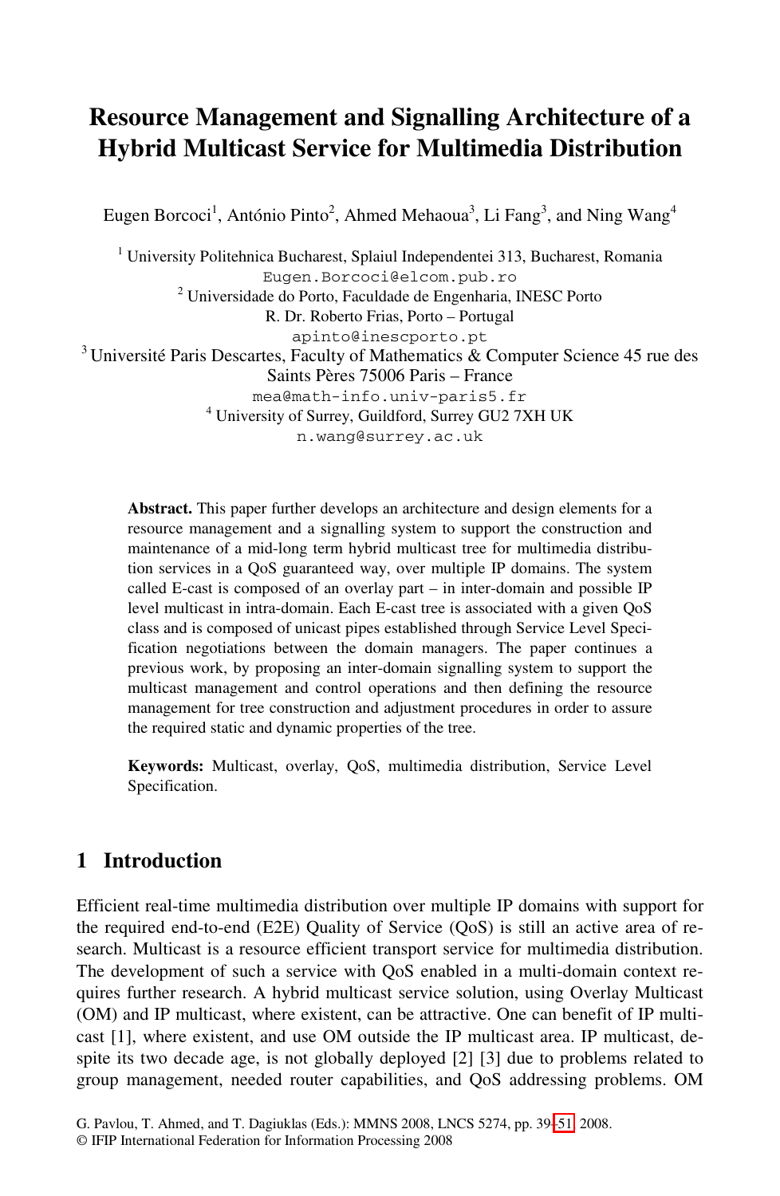# Resource Management and Signalling Architecture of a Hybrid Multicast Service for Multimedia Distribution

Eugen Borcoci[1], António Pinto[2], Ahmed Mehaoua[3], Li Fang[3], and Ning Wang[4]

[1] University Politehnica Bucharest, Splaiul Independentei 313, Bucharest, Romania
Eugen.Borcoci@elcom.pub.ro

[2] Universidade do Porto, Faculdade de Engenharia, INESC Porto
R. Dr. Roberto Frias, Porto – Portugal
apinto@inescporto.pt

[3] Université Paris Descartes, Faculty of Mathematics & Computer Science 45 rue des Saints Pères 75006 Paris – France
mea@math-info.univ-paris5.fr

[4] University of Surrey, Guildford, Surrey GU2 7XH UK
n.wang@surrey.ac.uk

**Abstract.** This paper further develops an architecture and design elements for a resource management and a signalling system to support the construction and maintenance of a mid-long term hybrid multicast tree for multimedia distribution services in a QoS guaranteed way, over multiple IP domains. The system called E-cast is composed of an overlay part – in inter-domain and possible IP level multicast in intra-domain. Each E-cast tree is associated with a given QoS class and is composed of unicast pipes established through Service Level Specification negotiations between the domain managers. The paper continues a previous work, by proposing an inter-domain signalling system to support the multicast management and control operations and then defining the resource management for tree construction and adjustment procedures in order to assure the required static and dynamic properties of the tree.

**Keywords:** Multicast, overlay, QoS, multimedia distribution, Service Level Specification.

## 1 Introduction

Efficient real-time multimedia distribution over multiple IP domains with support for the required end-to-end (E2E) Quality of Service (QoS) is still an active area of research. Multicast is a resource efficient transport service for multimedia distribution. The development of such a service with QoS enabled in a multi-domain context requires further research. A hybrid multicast service solution, using Overlay Multicast (OM) and IP multicast, where existent, can be attractive. One can benefit of IP multicast [1], where existent, and use OM outside the IP multicast area. IP multicast, despite its two decade age, is not globally deployed [2] [3] due to problems related to group management, needed router capabilities, and QoS addressing problems. OM

G. Pavlou, T. Ahmed, and T. Dagiuklas (Eds.): MMNS 2008, LNCS 5274, pp. 39–51, 2008.
© IFIP International Federation for Information Processing 2008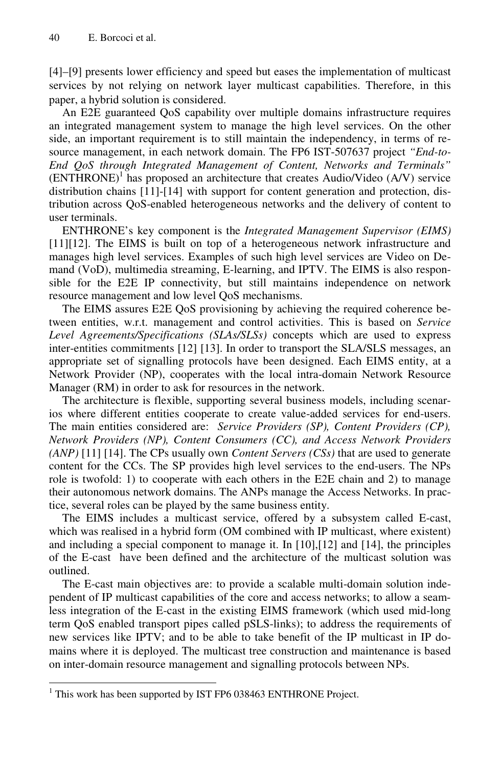[4]–[9] presents lower efficiency and speed but eases the implementation of multicast services by not relying on network layer multicast capabilities. Therefore, in this paper, a hybrid solution is considered.

An E2E guaranteed QoS capability over multiple domains infrastructure requires an integrated management system to manage the high level services. On the other side, an important requirement is to still maintain the independency, in terms of resource management, in each network domain. The FP6 IST-507637 project *"End-to-End QoS through Integrated Management of Content, Networks and Terminals"* (ENTHRONE)[1] has proposed an architecture that creates Audio/Video (A/V) service distribution chains [11]-[14] with support for content generation and protection, distribution across QoS-enabled heterogeneous networks and the delivery of content to user terminals.

ENTHRONE's key component is the *Integrated Management Supervisor (EIMS)* [11][12]. The EIMS is built on top of a heterogeneous network infrastructure and manages high level services. Examples of such high level services are Video on Demand (VoD), multimedia streaming, E-learning, and IPTV. The EIMS is also responsible for the E2E IP connectivity, but still maintains independence on network resource management and low level QoS mechanisms.

The EIMS assures E2E QoS provisioning by achieving the required coherence between entities, w.r.t. management and control activities. This is based on *Service Level Agreements/Specifications (SLAs/SLSs)* concepts which are used to express inter-entities commitments [12] [13]. In order to transport the SLA/SLS messages, an appropriate set of signalling protocols have been designed. Each EIMS entity, at a Network Provider (NP), cooperates with the local intra-domain Network Resource Manager (RM) in order to ask for resources in the network.

The architecture is flexible, supporting several business models, including scenarios where different entities cooperate to create value-added services for end-users. The main entities considered are: *Service Providers (SP), Content Providers (CP), Network Providers (NP), Content Consumers (CC), and Access Network Providers (ANP)* [11] [14]. The CPs usually own *Content Servers (CSs)* that are used to generate content for the CCs. The SP provides high level services to the end-users. The NPs role is twofold: 1) to cooperate with each others in the E2E chain and 2) to manage their autonomous network domains. The ANPs manage the Access Networks. In practice, several roles can be played by the same business entity.

The EIMS includes a multicast service, offered by a subsystem called E-cast, which was realised in a hybrid form (OM combined with IP multicast, where existent) and including a special component to manage it. In [10],[12] and [14], the principles of the E-cast have been defined and the architecture of the multicast solution was outlined.

The E-cast main objectives are: to provide a scalable multi-domain solution independent of IP multicast capabilities of the core and access networks; to allow a seamless integration of the E-cast in the existing EIMS framework (which used mid-long term QoS enabled transport pipes called pSLS-links); to address the requirements of new services like IPTV; and to be able to take benefit of the IP multicast in IP domains where it is deployed. The multicast tree construction and maintenance is based on inter-domain resource management and signalling protocols between NPs.

---

[1] This work has been supported by IST FP6 038463 ENTHRONE Project.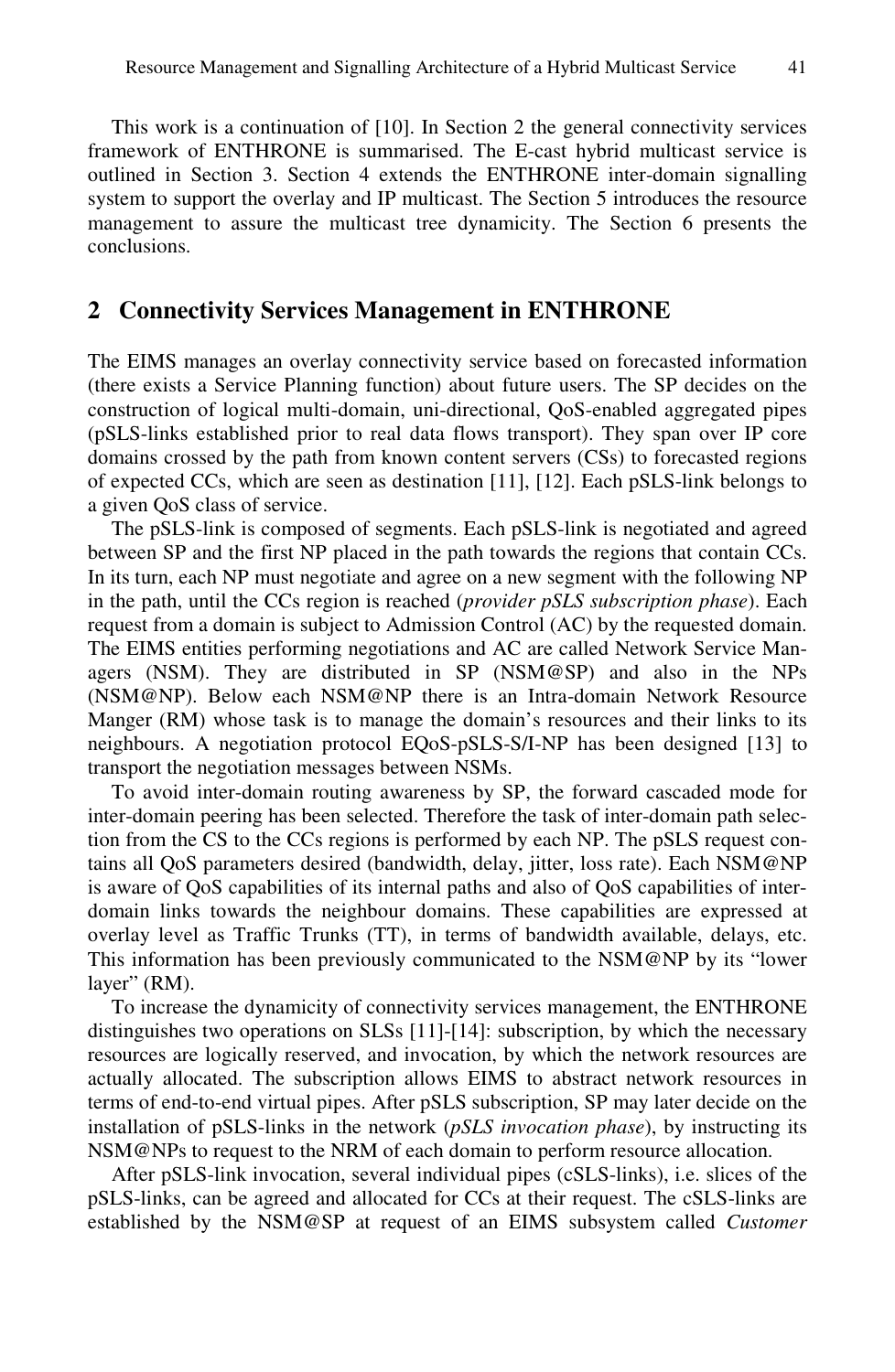This work is a continuation of [10]. In Section 2 the general connectivity services framework of ENTHRONE is summarised. The E-cast hybrid multicast service is outlined in Section 3. Section 4 extends the ENTHRONE inter-domain signalling system to support the overlay and IP multicast. The Section 5 introduces the resource management to assure the multicast tree dynamicity. The Section 6 presents the conclusions.

## 2 Connectivity Services Management in ENTHRONE

The EIMS manages an overlay connectivity service based on forecasted information (there exists a Service Planning function) about future users. The SP decides on the construction of logical multi-domain, uni-directional, QoS-enabled aggregated pipes (pSLS-links established prior to real data flows transport). They span over IP core domains crossed by the path from known content servers (CSs) to forecasted regions of expected CCs, which are seen as destination [11], [12]. Each pSLS-link belongs to a given QoS class of service.

The pSLS-link is composed of segments. Each pSLS-link is negotiated and agreed between SP and the first NP placed in the path towards the regions that contain CCs. In its turn, each NP must negotiate and agree on a new segment with the following NP in the path, until the CCs region is reached (*provider pSLS subscription phase*). Each request from a domain is subject to Admission Control (AC) by the requested domain. The EIMS entities performing negotiations and AC are called Network Service Managers (NSM). They are distributed in SP (NSM@SP) and also in the NPs (NSM@NP). Below each NSM@NP there is an Intra-domain Network Resource Manger (RM) whose task is to manage the domain's resources and their links to its neighbours. A negotiation protocol EQoS-pSLS-S/I-NP has been designed [13] to transport the negotiation messages between NSMs.

To avoid inter-domain routing awareness by SP, the forward cascaded mode for inter-domain peering has been selected. Therefore the task of inter-domain path selection from the CS to the CCs regions is performed by each NP. The pSLS request contains all QoS parameters desired (bandwidth, delay, jitter, loss rate). Each NSM@NP is aware of QoS capabilities of its internal paths and also of QoS capabilities of inter-domain links towards the neighbour domains. These capabilities are expressed at overlay level as Traffic Trunks (TT), in terms of bandwidth available, delays, etc. This information has been previously communicated to the NSM@NP by its "lower layer" (RM).

To increase the dynamicity of connectivity services management, the ENTHRONE distinguishes two operations on SLSs [11]-[14]: subscription, by which the necessary resources are logically reserved, and invocation, by which the network resources are actually allocated. The subscription allows EIMS to abstract network resources in terms of end-to-end virtual pipes. After pSLS subscription, SP may later decide on the installation of pSLS-links in the network (*pSLS invocation phase*), by instructing its NSM@NPs to request to the NRM of each domain to perform resource allocation.

After pSLS-link invocation, several individual pipes (cSLS-links), i.e. slices of the pSLS-links, can be agreed and allocated for CCs at their request. The cSLS-links are established by the NSM@SP at request of an EIMS subsystem called *Customer*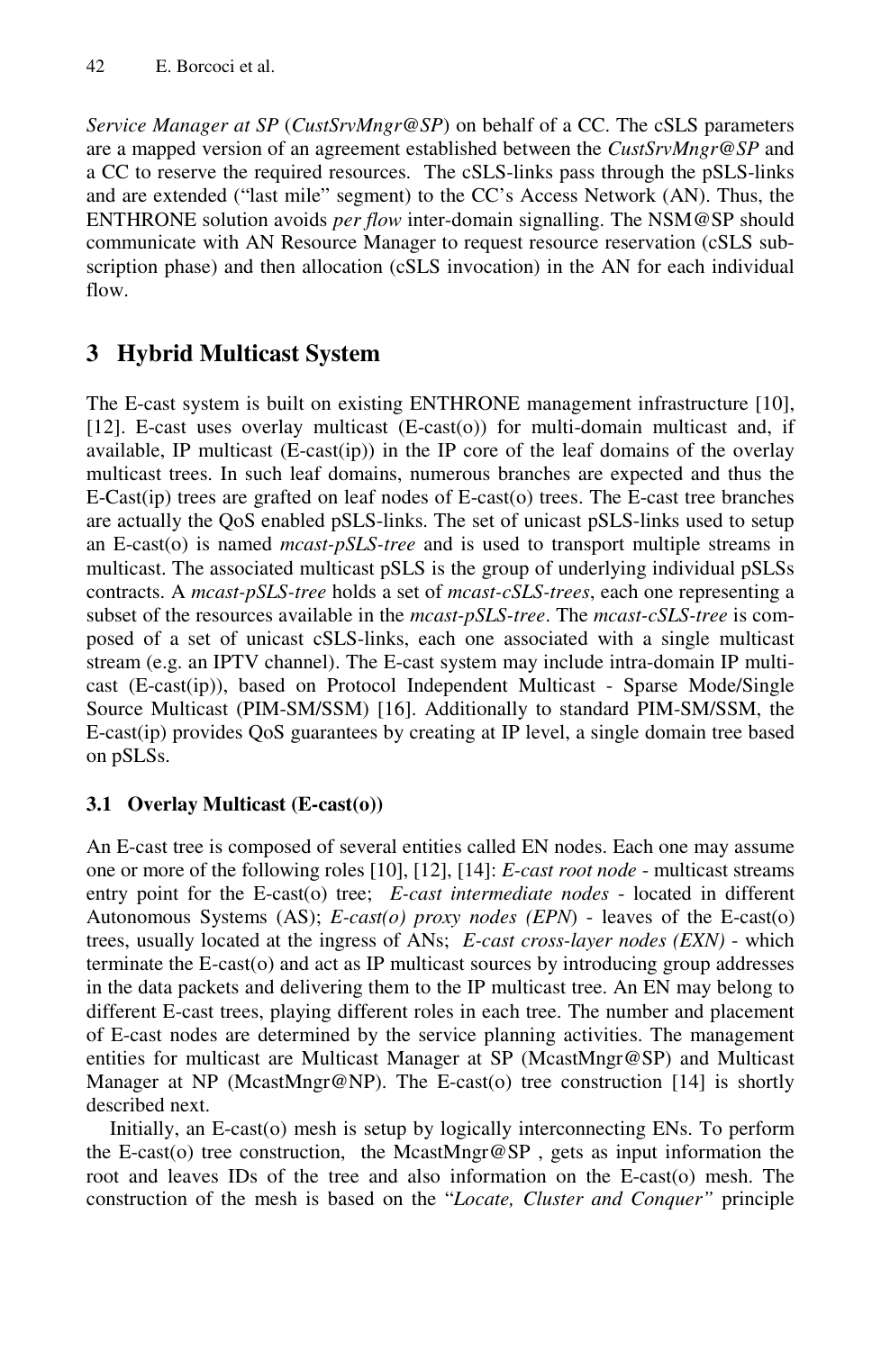*Service Manager at SP* (*CustSrvMngr@SP*) on behalf of a CC. The cSLS parameters are a mapped version of an agreement established between the *CustSrvMngr@SP* and a CC to reserve the required resources. The cSLS-links pass through the pSLS-links and are extended ("last mile" segment) to the CC's Access Network (AN). Thus, the ENTHRONE solution avoids *per flow* inter-domain signalling. The NSM@SP should communicate with AN Resource Manager to request resource reservation (cSLS subscription phase) and then allocation (cSLS invocation) in the AN for each individual flow.

## 3 Hybrid Multicast System

The E-cast system is built on existing ENTHRONE management infrastructure [10], [12]. E-cast uses overlay multicast (E-cast(o)) for multi-domain multicast and, if available, IP multicast (E-cast(ip)) in the IP core of the leaf domains of the overlay multicast trees. In such leaf domains, numerous branches are expected and thus the E-Cast(ip) trees are grafted on leaf nodes of E-cast(o) trees. The E-cast tree branches are actually the QoS enabled pSLS-links. The set of unicast pSLS-links used to setup an E-cast(o) is named *mcast-pSLS-tree* and is used to transport multiple streams in multicast. The associated multicast pSLS is the group of underlying individual pSLSs contracts. A *mcast-pSLS-tree* holds a set of *mcast-cSLS-trees*, each one representing a subset of the resources available in the *mcast-pSLS-tree*. The *mcast-cSLS-tree* is composed of a set of unicast cSLS-links, each one associated with a single multicast stream (e.g. an IPTV channel). The E-cast system may include intra-domain IP multicast (E-cast(ip)), based on Protocol Independent Multicast - Sparse Mode/Single Source Multicast (PIM-SM/SSM) [16]. Additionally to standard PIM-SM/SSM, the E-cast(ip) provides QoS guarantees by creating at IP level, a single domain tree based on pSLSs.

### 3.1 Overlay Multicast (E-cast(o))

An E-cast tree is composed of several entities called EN nodes. Each one may assume one or more of the following roles [10], [12], [14]: *E-cast root node* - multicast streams entry point for the E-cast(o) tree; *E-cast intermediate nodes* - located in different Autonomous Systems (AS); *E-cast(o) proxy nodes (EPN*) - leaves of the E-cast(o) trees, usually located at the ingress of ANs; *E-cast cross-layer nodes (EXN)* - which terminate the E-cast(o) and act as IP multicast sources by introducing group addresses in the data packets and delivering them to the IP multicast tree. An EN may belong to different E-cast trees, playing different roles in each tree. The number and placement of E-cast nodes are determined by the service planning activities. The management entities for multicast are Multicast Manager at SP (McastMngr@SP) and Multicast Manager at NP (McastMngr@NP). The E-cast(o) tree construction [14] is shortly described next.

Initially, an E-cast(o) mesh is setup by logically interconnecting ENs. To perform the E-cast(o) tree construction, the McastMngr@SP , gets as input information the root and leaves IDs of the tree and also information on the E-cast(o) mesh. The construction of the mesh is based on the "*Locate, Cluster and Conquer"* principle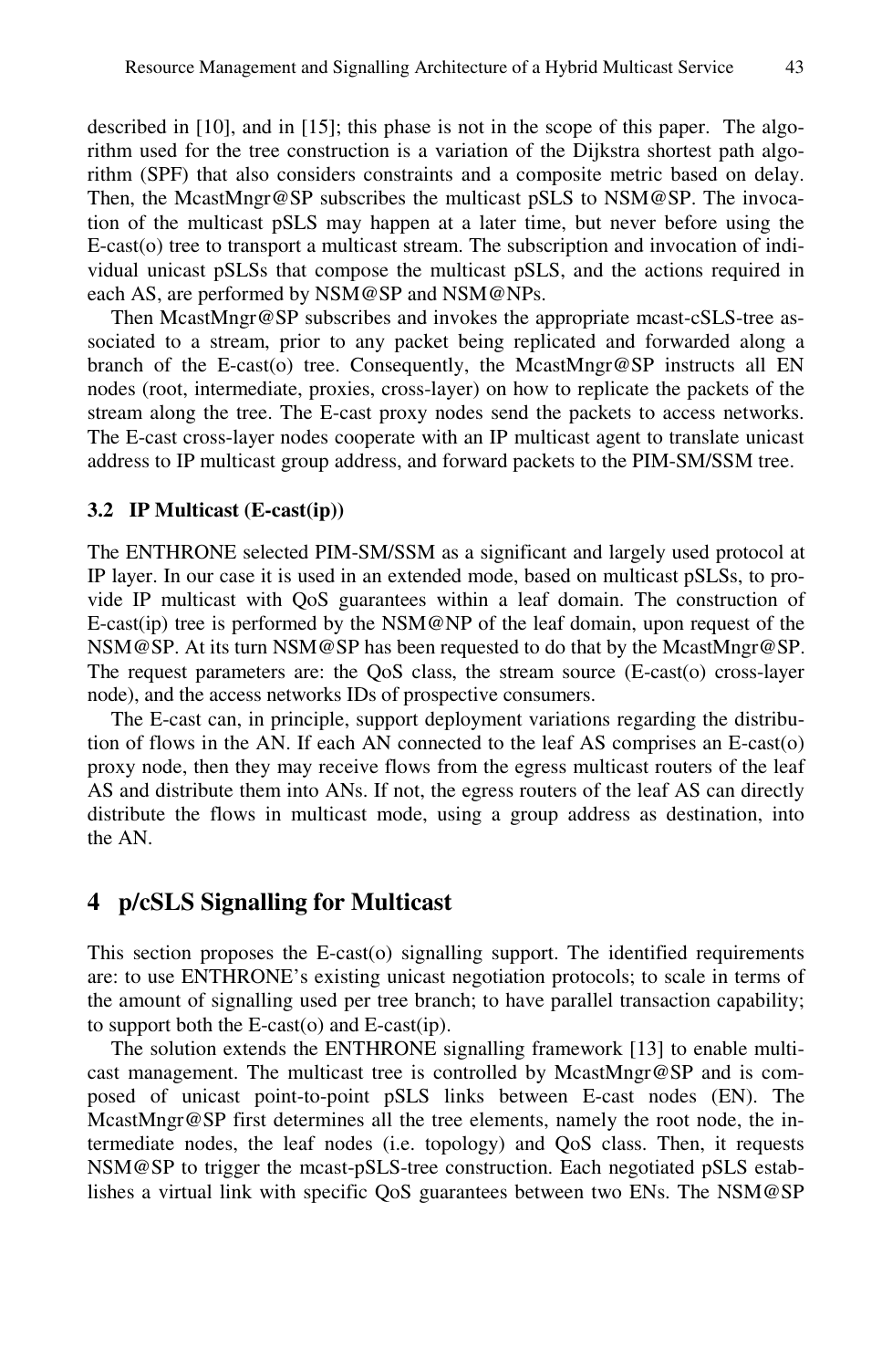described in [10], and in [15]; this phase is not in the scope of this paper. The algorithm used for the tree construction is a variation of the Dijkstra shortest path algorithm (SPF) that also considers constraints and a composite metric based on delay. Then, the McastMngr@SP subscribes the multicast pSLS to NSM@SP. The invocation of the multicast pSLS may happen at a later time, but never before using the E-cast(o) tree to transport a multicast stream. The subscription and invocation of individual unicast pSLSs that compose the multicast pSLS, and the actions required in each AS, are performed by NSM@SP and NSM@NPs.

Then McastMngr@SP subscribes and invokes the appropriate mcast-cSLS-tree associated to a stream, prior to any packet being replicated and forwarded along a branch of the E-cast(o) tree. Consequently, the McastMngr@SP instructs all EN nodes (root, intermediate, proxies, cross-layer) on how to replicate the packets of the stream along the tree. The E-cast proxy nodes send the packets to access networks. The E-cast cross-layer nodes cooperate with an IP multicast agent to translate unicast address to IP multicast group address, and forward packets to the PIM-SM/SSM tree.

### 3.2 IP Multicast (E-cast(ip))

The ENTHRONE selected PIM-SM/SSM as a significant and largely used protocol at IP layer. In our case it is used in an extended mode, based on multicast pSLSs, to provide IP multicast with QoS guarantees within a leaf domain. The construction of E-cast(ip) tree is performed by the NSM@NP of the leaf domain, upon request of the NSM@SP. At its turn NSM@SP has been requested to do that by the McastMngr@SP. The request parameters are: the QoS class, the stream source (E-cast(o) cross-layer node), and the access networks IDs of prospective consumers.

The E-cast can, in principle, support deployment variations regarding the distribution of flows in the AN. If each AN connected to the leaf AS comprises an E-cast(o) proxy node, then they may receive flows from the egress multicast routers of the leaf AS and distribute them into ANs. If not, the egress routers of the leaf AS can directly distribute the flows in multicast mode, using a group address as destination, into the AN.

## 4 p/cSLS Signalling for Multicast

This section proposes the E-cast(o) signalling support. The identified requirements are: to use ENTHRONE's existing unicast negotiation protocols; to scale in terms of the amount of signalling used per tree branch; to have parallel transaction capability; to support both the E-cast(o) and E-cast(ip).

The solution extends the ENTHRONE signalling framework [13] to enable multicast management. The multicast tree is controlled by McastMngr@SP and is composed of unicast point-to-point pSLS links between E-cast nodes (EN). The McastMngr@SP first determines all the tree elements, namely the root node, the intermediate nodes, the leaf nodes (i.e. topology) and QoS class. Then, it requests NSM@SP to trigger the mcast-pSLS-tree construction. Each negotiated pSLS establishes a virtual link with specific QoS guarantees between two ENs. The NSM@SP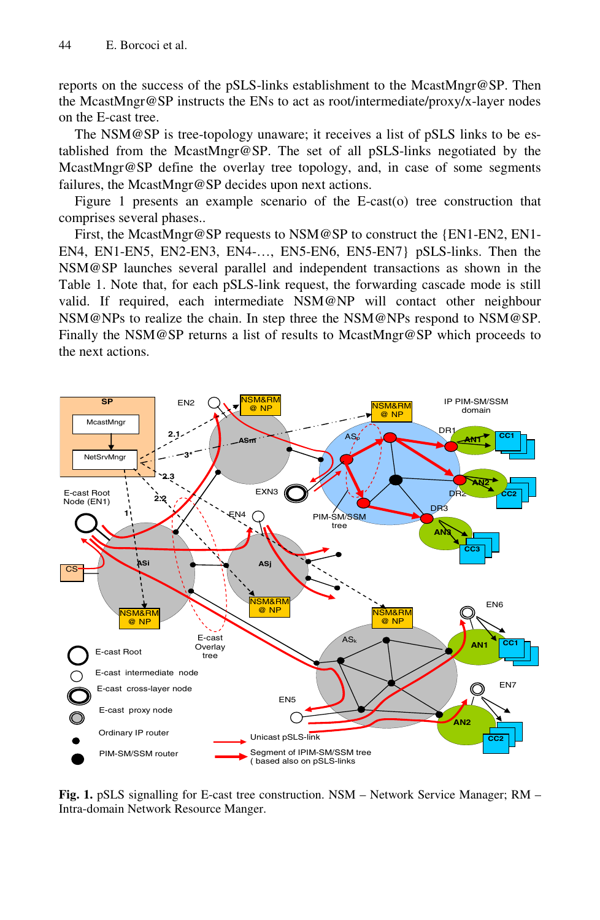reports on the success of the pSLS-links establishment to the McastMngr@SP. Then the McastMngr@SP instructs the ENs to act as root/intermediate/proxy/x-layer nodes on the E-cast tree.

The NSM@SP is tree-topology unaware; it receives a list of pSLS links to be established from the McastMngr@SP. The set of all pSLS-links negotiated by the McastMngr@SP define the overlay tree topology, and, in case of some segments failures, the McastMngr@SP decides upon next actions.

Figure 1 presents an example scenario of the E-cast(o) tree construction that comprises several phases..

First, the McastMngr@SP requests to NSM@SP to construct the {EN1-EN2, EN1-EN4, EN1-EN5, EN2-EN3, EN4-…, EN5-EN6, EN5-EN7} pSLS-links. Then the NSM@SP launches several parallel and independent transactions as shown in the Table 1. Note that, for each pSLS-link request, the forwarding cascade mode is still valid. If required, each intermediate NSM@NP will contact other neighbour NSM@NPs to realize the chain. In step three the NSM@NPs respond to NSM@SP. Finally the NSM@SP returns a list of results to McastMngr@SP which proceeds to the next actions.

**Fig. 1.** pSLS signalling for E-cast tree construction. NSM – Network Service Manager; RM – Intra-domain Network Resource Manger.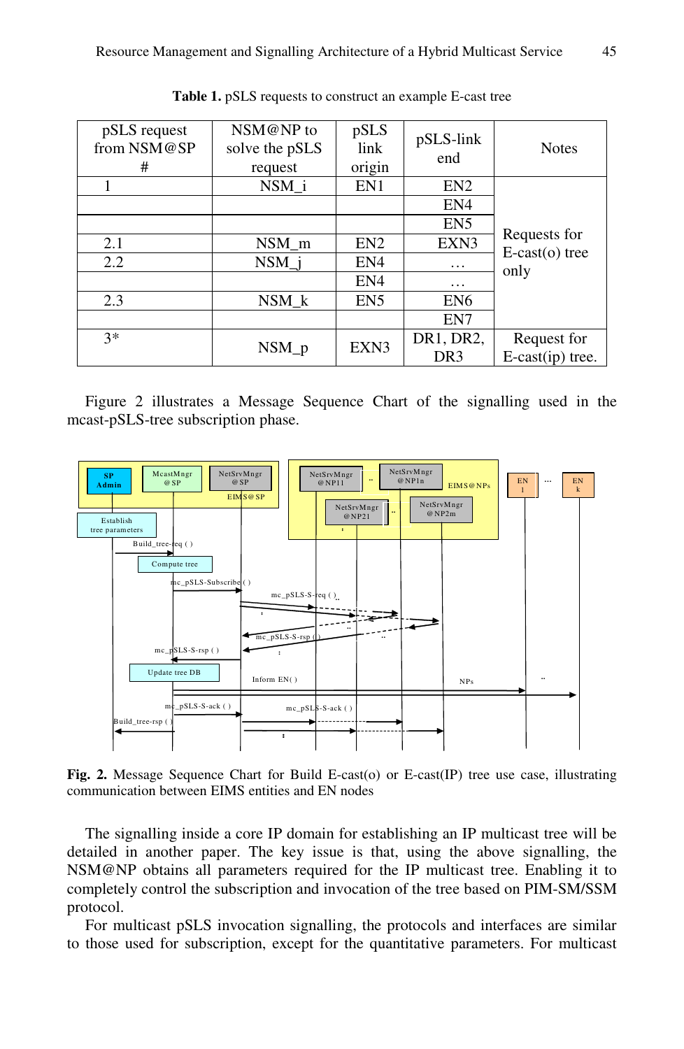**Table 1.** pSLS requests to construct an example E-cast tree

| pSLS request from NSM@SP # | NSM@NP to solve the pSLS request | pSLS link origin | pSLS-link end | Notes |
|---|---|---|---|---|
| 1 | NSM_i | EN1 | EN2 | Requests for E-cast(o) tree only |
| | | | EN4 | |
| | | | EN5 | |
| 2.1 | NSM_m | EN2 | EXN3 | |
| 2.2 | NSM_j | EN4 | … | |
| | | EN4 | … | |
| 2.3 | NSM_k | EN5 | EN6 | |
| | | | EN7 | |
| 3* | NSM_p | EXN3 | DR1, DR2, DR3 | Request for E-cast(ip) tree. |

Figure 2 illustrates a Message Sequence Chart of the signalling used in the mcast-pSLS-tree subscription phase.

**Fig. 2.** Message Sequence Chart for Build E-cast(o) or E-cast(IP) tree use case, illustrating communication between EIMS entities and EN nodes

The signalling inside a core IP domain for establishing an IP multicast tree will be detailed in another paper. The key issue is that, using the above signalling, the NSM@NP obtains all parameters required for the IP multicast tree. Enabling it to completely control the subscription and invocation of the tree based on PIM-SM/SSM protocol.

For multicast pSLS invocation signalling, the protocols and interfaces are similar to those used for subscription, except for the quantitative parameters. For multicast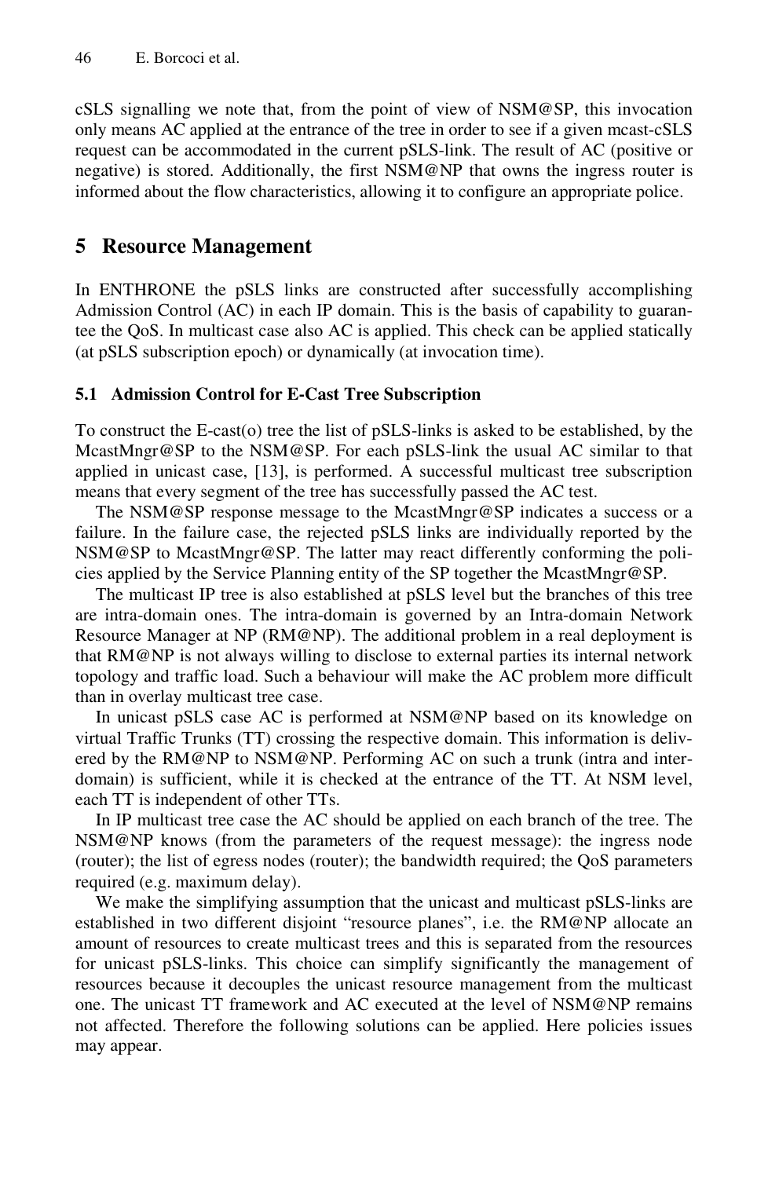cSLS signalling we note that, from the point of view of NSM@SP, this invocation only means AC applied at the entrance of the tree in order to see if a given mcast-cSLS request can be accommodated in the current pSLS-link. The result of AC (positive or negative) is stored. Additionally, the first NSM@NP that owns the ingress router is informed about the flow characteristics, allowing it to configure an appropriate police.

## 5 Resource Management

In ENTHRONE the pSLS links are constructed after successfully accomplishing Admission Control (AC) in each IP domain. This is the basis of capability to guarantee the QoS. In multicast case also AC is applied. This check can be applied statically (at pSLS subscription epoch) or dynamically (at invocation time).

### 5.1 Admission Control for E-Cast Tree Subscription

To construct the E-cast(o) tree the list of pSLS-links is asked to be established, by the McastMngr@SP to the NSM@SP. For each pSLS-link the usual AC similar to that applied in unicast case, [13], is performed. A successful multicast tree subscription means that every segment of the tree has successfully passed the AC test.

The NSM@SP response message to the McastMngr@SP indicates a success or a failure. In the failure case, the rejected pSLS links are individually reported by the NSM@SP to McastMngr@SP. The latter may react differently conforming the policies applied by the Service Planning entity of the SP together the McastMngr@SP.

The multicast IP tree is also established at pSLS level but the branches of this tree are intra-domain ones. The intra-domain is governed by an Intra-domain Network Resource Manager at NP (RM@NP). The additional problem in a real deployment is that RM@NP is not always willing to disclose to external parties its internal network topology and traffic load. Such a behaviour will make the AC problem more difficult than in overlay multicast tree case.

In unicast pSLS case AC is performed at NSM@NP based on its knowledge on virtual Traffic Trunks (TT) crossing the respective domain. This information is delivered by the RM@NP to NSM@NP. Performing AC on such a trunk (intra and inter-domain) is sufficient, while it is checked at the entrance of the TT. At NSM level, each TT is independent of other TTs.

In IP multicast tree case the AC should be applied on each branch of the tree. The NSM@NP knows (from the parameters of the request message): the ingress node (router); the list of egress nodes (router); the bandwidth required; the QoS parameters required (e.g. maximum delay).

We make the simplifying assumption that the unicast and multicast pSLS-links are established in two different disjoint "resource planes", i.e. the RM@NP allocate an amount of resources to create multicast trees and this is separated from the resources for unicast pSLS-links. This choice can simplify significantly the management of resources because it decouples the unicast resource management from the multicast one. The unicast TT framework and AC executed at the level of NSM@NP remains not affected. Therefore the following solutions can be applied. Here policies issues may appear.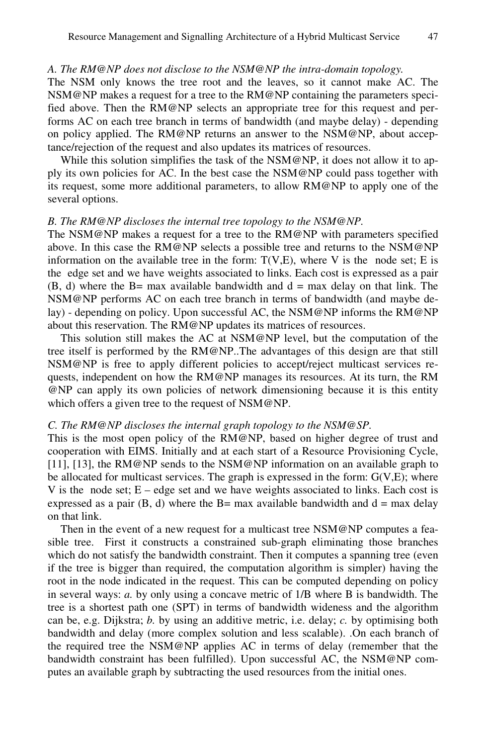*A. The RM@NP does not disclose to the NSM@NP the intra-domain topology.*
The NSM only knows the tree root and the leaves, so it cannot make AC. The NSM@NP makes a request for a tree to the RM@NP containing the parameters specified above. Then the RM@NP selects an appropriate tree for this request and performs AC on each tree branch in terms of bandwidth (and maybe delay) - depending on policy applied. The RM@NP returns an answer to the NSM@NP, about acceptance/rejection of the request and also updates its matrices of resources.

While this solution simplifies the task of the NSM@NP, it does not allow it to apply its own policies for AC. In the best case the NSM@NP could pass together with its request, some more additional parameters, to allow RM@NP to apply one of the several options.

*B. The RM@NP discloses the internal tree topology to the NSM@NP.*
The NSM@NP makes a request for a tree to the RM@NP with parameters specified above. In this case the RM@NP selects a possible tree and returns to the NSM@NP information on the available tree in the form: T(V,E), where V is the node set; E is the edge set and we have weights associated to links. Each cost is expressed as a pair (B, d) where the B= max available bandwidth and d = max delay on that link. The NSM@NP performs AC on each tree branch in terms of bandwidth (and maybe delay) - depending on policy. Upon successful AC, the NSM@NP informs the RM@NP about this reservation. The RM@NP updates its matrices of resources.

This solution still makes the AC at NSM@NP level, but the computation of the tree itself is performed by the RM@NP..The advantages of this design are that still NSM@NP is free to apply different policies to accept/reject multicast services requests, independent on how the RM@NP manages its resources. At its turn, the RM @NP can apply its own policies of network dimensioning because it is this entity which offers a given tree to the request of NSM@NP.

*C. The RM@NP discloses the internal graph topology to the NSM@SP.*
This is the most open policy of the RM@NP, based on higher degree of trust and cooperation with EIMS. Initially and at each start of a Resource Provisioning Cycle, [11], [13], the RM@NP sends to the NSM@NP information on an available graph to be allocated for multicast services. The graph is expressed in the form: G(V,E); where V is the node set; E – edge set and we have weights associated to links. Each cost is expressed as a pair (B, d) where the B= max available bandwidth and d = max delay on that link.

Then in the event of a new request for a multicast tree NSM@NP computes a feasible tree. First it constructs a constrained sub-graph eliminating those branches which do not satisfy the bandwidth constraint. Then it computes a spanning tree (even if the tree is bigger than required, the computation algorithm is simpler) having the root in the node indicated in the request. This can be computed depending on policy in several ways: *a.* by only using a concave metric of 1/B where B is bandwidth. The tree is a shortest path one (SPT) in terms of bandwidth wideness and the algorithm can be, e.g. Dijkstra; *b.* by using an additive metric, i.e. delay; *c.* by optimising both bandwidth and delay (more complex solution and less scalable). .On each branch of the required tree the NSM@NP applies AC in terms of delay (remember that the bandwidth constraint has been fulfilled). Upon successful AC, the NSM@NP computes an available graph by subtracting the used resources from the initial ones.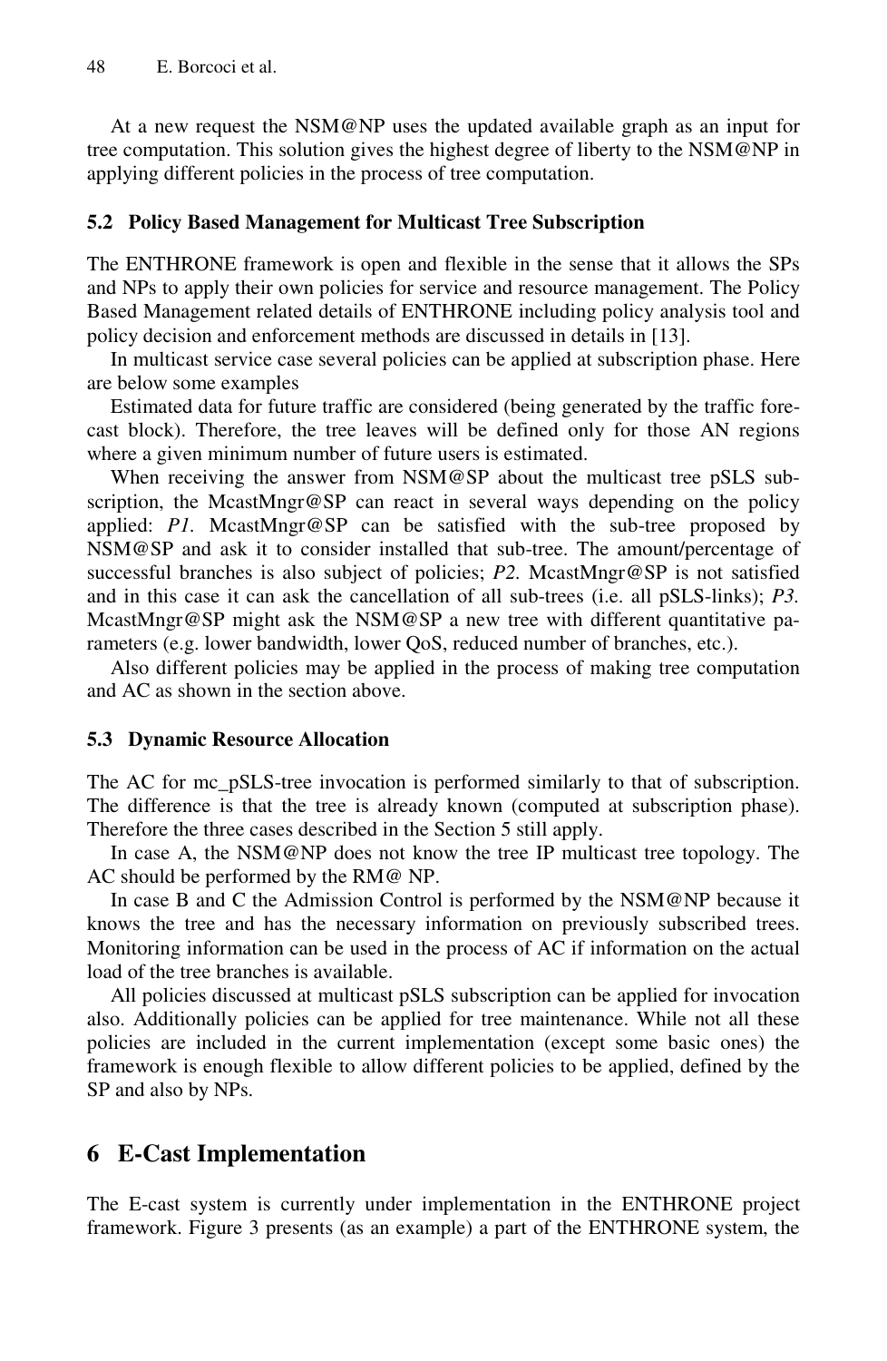At a new request the NSM@NP uses the updated available graph as an input for tree computation. This solution gives the highest degree of liberty to the NSM@NP in applying different policies in the process of tree computation.

### 5.2 Policy Based Management for Multicast Tree Subscription

The ENTHRONE framework is open and flexible in the sense that it allows the SPs and NPs to apply their own policies for service and resource management. The Policy Based Management related details of ENTHRONE including policy analysis tool and policy decision and enforcement methods are discussed in details in [13].

In multicast service case several policies can be applied at subscription phase. Here are below some examples

Estimated data for future traffic are considered (being generated by the traffic forecast block). Therefore, the tree leaves will be defined only for those AN regions where a given minimum number of future users is estimated.

When receiving the answer from NSM@SP about the multicast tree pSLS subscription, the McastMngr@SP can react in several ways depending on the policy applied: *P1*. McastMngr@SP can be satisfied with the sub-tree proposed by NSM@SP and ask it to consider installed that sub-tree. The amount/percentage of successful branches is also subject of policies; *P2*. McastMngr@SP is not satisfied and in this case it can ask the cancellation of all sub-trees (i.e. all pSLS-links); *P3*. McastMngr@SP might ask the NSM@SP a new tree with different quantitative parameters (e.g. lower bandwidth, lower QoS, reduced number of branches, etc.).

Also different policies may be applied in the process of making tree computation and AC as shown in the section above.

### 5.3 Dynamic Resource Allocation

The AC for mc_pSLS-tree invocation is performed similarly to that of subscription. The difference is that the tree is already known (computed at subscription phase). Therefore the three cases described in the Section 5 still apply.

In case A, the NSM@NP does not know the tree IP multicast tree topology. The AC should be performed by the RM@ NP.

In case B and C the Admission Control is performed by the NSM@NP because it knows the tree and has the necessary information on previously subscribed trees. Monitoring information can be used in the process of AC if information on the actual load of the tree branches is available.

All policies discussed at multicast pSLS subscription can be applied for invocation also. Additionally policies can be applied for tree maintenance. While not all these policies are included in the current implementation (except some basic ones) the framework is enough flexible to allow different policies to be applied, defined by the SP and also by NPs.

## 6 E-Cast Implementation

The E-cast system is currently under implementation in the ENTHRONE project framework. Figure 3 presents (as an example) a part of the ENTHRONE system, the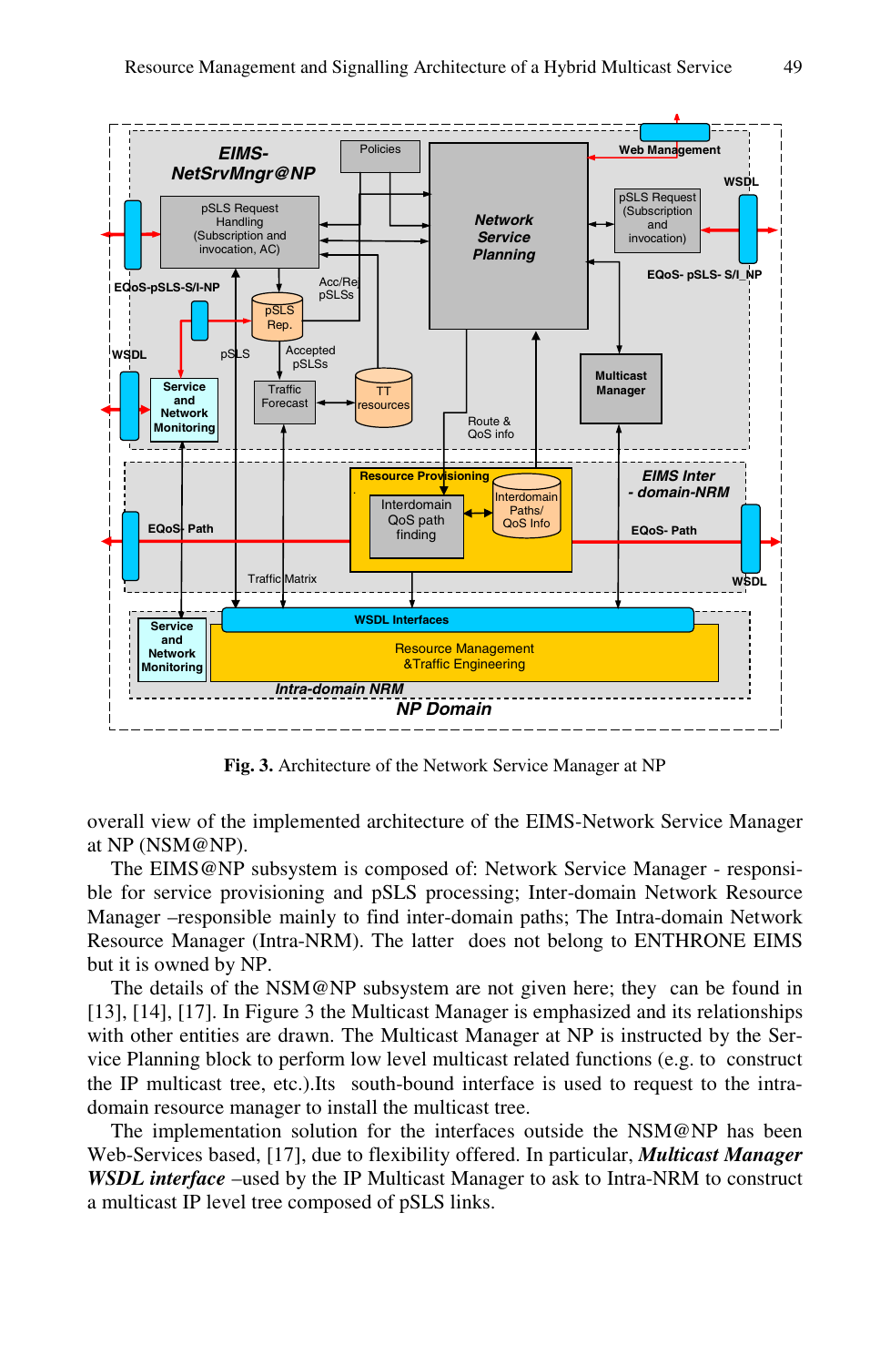**Fig. 3.** Architecture of the Network Service Manager at NP

overall view of the implemented architecture of the EIMS-Network Service Manager at NP (NSM@NP).

The EIMS@NP subsystem is composed of: Network Service Manager - responsible for service provisioning and pSLS processing; Inter-domain Network Resource Manager –responsible mainly to find inter-domain paths; The Intra-domain Network Resource Manager (Intra-NRM). The latter does not belong to ENTHRONE EIMS but it is owned by NP.

The details of the NSM@NP subsystem are not given here; they can be found in [13], [14], [17]. In Figure 3 the Multicast Manager is emphasized and its relationships with other entities are drawn. The Multicast Manager at NP is instructed by the Service Planning block to perform low level multicast related functions (e.g. to construct the IP multicast tree, etc.).Its south-bound interface is used to request to the intra-domain resource manager to install the multicast tree.

The implementation solution for the interfaces outside the NSM@NP has been Web-Services based, [17], due to flexibility offered. In particular, ***Multicast Manager WSDL interface*** –used by the IP Multicast Manager to ask to Intra-NRM to construct a multicast IP level tree composed of pSLS links.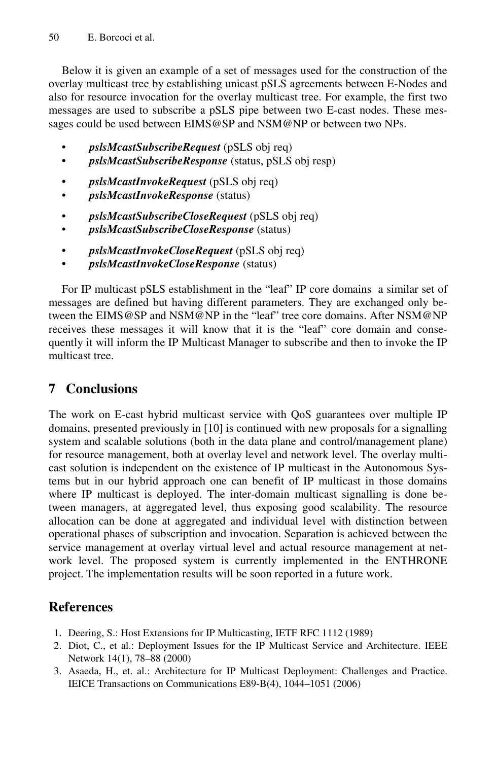Below it is given an example of a set of messages used for the construction of the overlay multicast tree by establishing unicast pSLS agreements between E-Nodes and also for resource invocation for the overlay multicast tree. For example, the first two messages are used to subscribe a pSLS pipe between two E-cast nodes. These messages could be used between EIMS@SP and NSM@NP or between two NPs.

- ***pslsMcastSubscribeRequest*** (pSLS obj req)
- ***pslsMcastSubscribeResponse*** (status, pSLS obj resp)

- ***pslsMcastInvokeRequest*** (pSLS obj req)
- ***pslsMcastInvokeResponse*** (status)

- ***pslsMcastSubscribeCloseRequest*** (pSLS obj req)
- ***pslsMcastSubscribeCloseResponse*** (status)

- ***pslsMcastInvokeCloseRequest*** (pSLS obj req)
- ***pslsMcastInvokeCloseResponse*** (status)

For IP multicast pSLS establishment in the "leaf" IP core domains a similar set of messages are defined but having different parameters. They are exchanged only between the EIMS@SP and NSM@NP in the "leaf" tree core domains. After NSM@NP receives these messages it will know that it is the "leaf" core domain and consequently it will inform the IP Multicast Manager to subscribe and then to invoke the IP multicast tree.

## 7 Conclusions

The work on E-cast hybrid multicast service with QoS guarantees over multiple IP domains, presented previously in [10] is continued with new proposals for a signalling system and scalable solutions (both in the data plane and control/management plane) for resource management, both at overlay level and network level. The overlay multicast solution is independent on the existence of IP multicast in the Autonomous Systems but in our hybrid approach one can benefit of IP multicast in those domains where IP multicast is deployed. The inter-domain multicast signalling is done between managers, at aggregated level, thus exposing good scalability. The resource allocation can be done at aggregated and individual level with distinction between operational phases of subscription and invocation. Separation is achieved between the service management at overlay virtual level and actual resource management at network level. The proposed system is currently implemented in the ENTHRONE project. The implementation results will be soon reported in a future work.

## References

1. Deering, S.: Host Extensions for IP Multicasting, IETF RFC 1112 (1989)
2. Diot, C., et al.: Deployment Issues for the IP Multicast Service and Architecture. IEEE Network 14(1), 78–88 (2000)
3. Asaeda, H., et. al.: Architecture for IP Multicast Deployment: Challenges and Practice. IEICE Transactions on Communications E89-B(4), 1044–1051 (2006)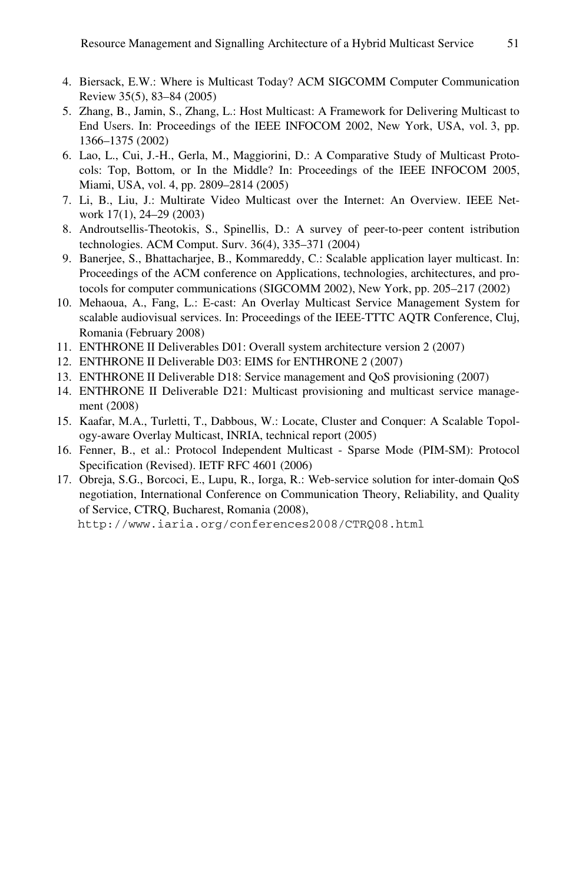4. Biersack, E.W.: Where is Multicast Today? ACM SIGCOMM Computer Communication Review 35(5), 83–84 (2005)
5. Zhang, B., Jamin, S., Zhang, L.: Host Multicast: A Framework for Delivering Multicast to End Users. In: Proceedings of the IEEE INFOCOM 2002, New York, USA, vol. 3, pp. 1366–1375 (2002)
6. Lao, L., Cui, J.-H., Gerla, M., Maggiorini, D.: A Comparative Study of Multicast Protocols: Top, Bottom, or In the Middle? In: Proceedings of the IEEE INFOCOM 2005, Miami, USA, vol. 4, pp. 2809–2814 (2005)
7. Li, B., Liu, J.: Multirate Video Multicast over the Internet: An Overview. IEEE Network 17(1), 24–29 (2003)
8. Androutsellis-Theotokis, S., Spinellis, D.: A survey of peer-to-peer content istribution technologies. ACM Comput. Surv. 36(4), 335–371 (2004)
9. Banerjee, S., Bhattacharjee, B., Kommareddy, C.: Scalable application layer multicast. In: Proceedings of the ACM conference on Applications, technologies, architectures, and protocols for computer communications (SIGCOMM 2002), New York, pp. 205–217 (2002)
10. Mehaoua, A., Fang, L.: E-cast: An Overlay Multicast Service Management System for scalable audiovisual services. In: Proceedings of the IEEE-TTTC AQTR Conference, Cluj, Romania (February 2008)
11. ENTHRONE II Deliverables D01: Overall system architecture version 2 (2007)
12. ENTHRONE II Deliverable D03: EIMS for ENTHRONE 2 (2007)
13. ENTHRONE II Deliverable D18: Service management and QoS provisioning (2007)
14. ENTHRONE II Deliverable D21: Multicast provisioning and multicast service management (2008)
15. Kaafar, M.A., Turletti, T., Dabbous, W.: Locate, Cluster and Conquer: A Scalable Topology-aware Overlay Multicast, INRIA, technical report (2005)
16. Fenner, B., et al.: Protocol Independent Multicast - Sparse Mode (PIM-SM): Protocol Specification (Revised). IETF RFC 4601 (2006)
17. Obreja, S.G., Borcoci, E., Lupu, R., Iorga, R.: Web-service solution for inter-domain QoS negotiation, International Conference on Communication Theory, Reliability, and Quality of Service, CTRQ, Bucharest, Romania (2008), http://www.iaria.org/conferences2008/CTRQ08.html